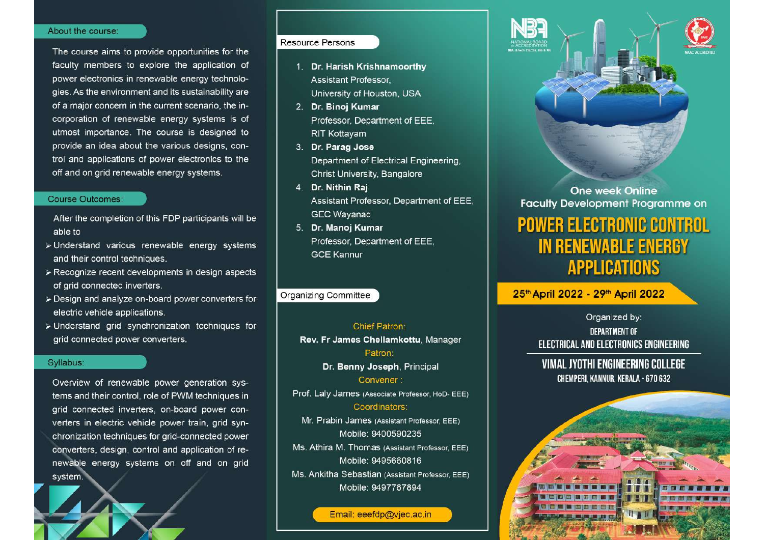## About the course:

The course aims to provide opportunities for the faculty members to explore the application of power electronics in renewable energy technologies. As the environment and its sustainability are of a major concern in the current scenario, the incorporation of renewable energy systems is of utmost importance. The course is designed to provide an idea about the various designs, control and applications of power electronics to the off and on grid renewable energy systems.

## Course Outcomes:

After the completion of this FDP participants will be able to

- Understand various renewable energy systems and their control techniques.
- Recognize recent developments in design aspects of grid connected inverters.
- Design and analyze on-board power converters for electric vehicle applications.
- Understand grid synchronization techniques for grid connected power converters.

## Syllabus:

Overview of renewable power generation systems and their control, role of PWM techniques in grid connected inverters, on-board power converters in electric vehicle power train, grid synchronization techniques for grid-connected power converters, design, control and application of renewable energy systems on off and on grid system.

## Resource Persons

1. **Dr. Harish Krishnamoorthy**
   Assistant Professor,
   University of Houston, USA
2. **Dr. Binoj Kumar**
   Professor, Department of EEE,
   RIT Kottayam
3. **Dr. Parag Jose**
   Department of Electrical Engineering,
   Christ University, Bangalore
4. **Dr. Nithin Raj**
   Assistant Professor, Department of EEE,
   GEC Wayanad
5. **Dr. Manoj Kumar**
   Professor, Department of EEE,
   GCE Kannur

## Organizing Committee

Chief Patron:
**Rev. Fr James Chellamkottu**, Manager

Patron:
**Dr. Benny Joseph**, Principal

Convener :
Prof. Laly James (Associate Professor, HoD- EEE)

Coordinators:
Mr. Prabin James (Assistant Professor, EEE)
Mobile: 9400590235
Ms. Athira M. Thomas (Assistant Professor, EEE)
Mobile: 9495660816
Ms. Ankitha Sebastian (Assistant Professor, EEE)
Mobile: 9497767894

Email: eeefdp@vjec.ac.in

NATIONAL BOARD of ACCREDITATION

NAAC ACCREDITED

One week Online
Faculty Development Programme on

# POWER ELECTRONIC CONTROL IN RENEWABLE ENERGY APPLICATIONS

**25th April 2022 - 29th April 2022**

Organized by:
DEPARTMENT OF
ELECTRICAL AND ELECTRONICS ENGINEERING

**VIMAL JYOTHI ENGINEERING COLLEGE**
CHEMPERI, KANNUR, KERALA - 670 632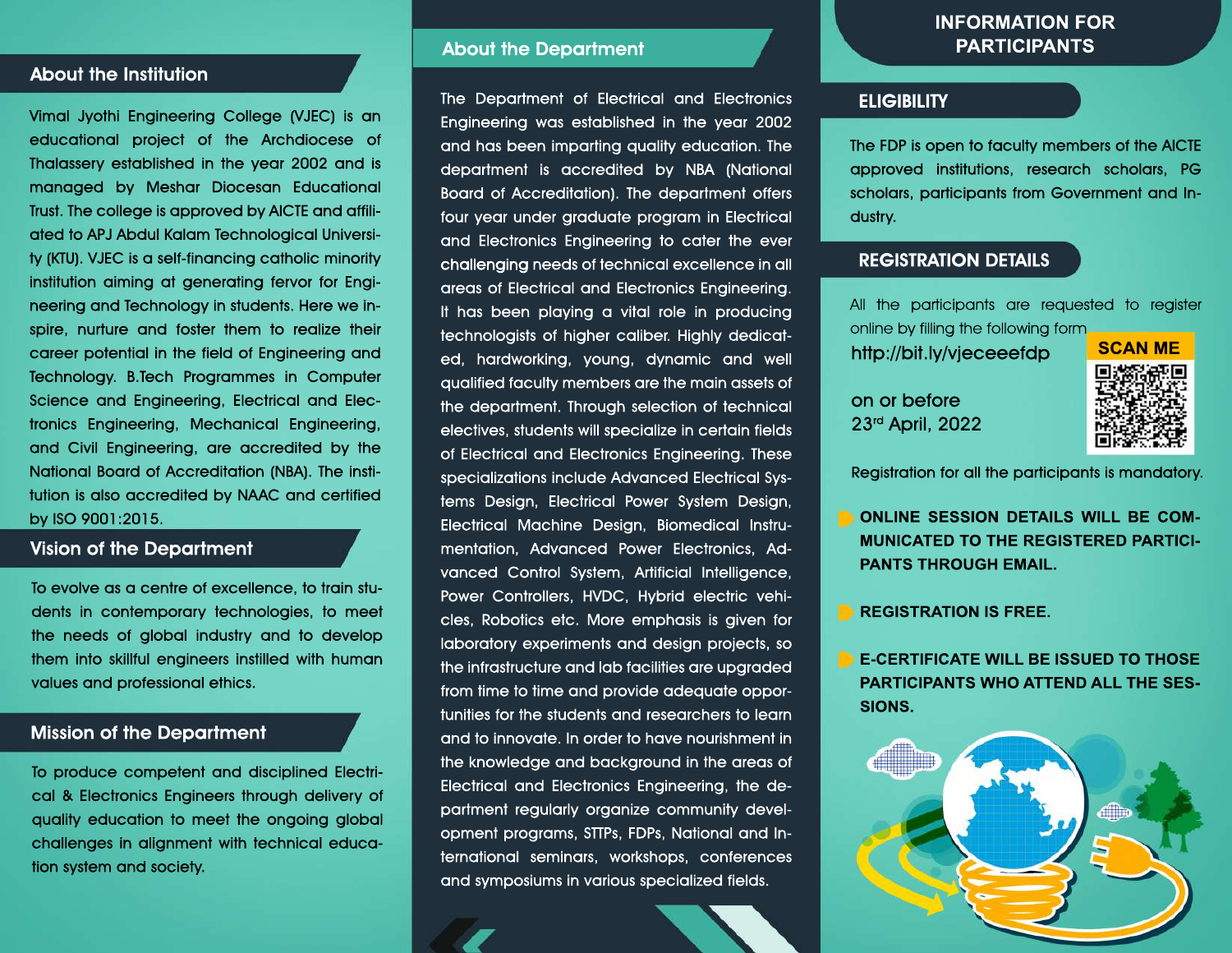## About the Institution

Vimal Jyothi Engineering College (VJEC) is an educational project of the Archdiocese of Thalassery established in the year 2002 and is managed by Meshar Diocesan Educational Trust. The college is approved by AICTE and affiliated to APJ Abdul Kalam Technological University (KTU). VJEC is a self-financing catholic minority institution aiming at generating fervor for Engineering and Technology in students. Here we inspire, nurture and foster them to realize their career potential in the field of Engineering and Technology. B.Tech Programmes in Computer Science and Engineering, Electrical and Electronics Engineering, Mechanical Engineering, and Civil Engineering, are accredited by the National Board of Accreditation (NBA). The institution is also accredited by NAAC and certified by ISO 9001:2015.

## Vision of the Department

To evolve as a centre of excellence, to train students in contemporary technologies, to meet the needs of global industry and to develop them into skillful engineers instilled with human values and professional ethics.

## Mission of the Department

To produce competent and disciplined Electrical & Electronics Engineers through delivery of quality education to meet the ongoing global challenges in alignment with technical education system and society.

## About the Department

The Department of Electrical and Electronics Engineering was established in the year 2002 and has been imparting quality education. The department is accredited by NBA (National Board of Accreditation). The department offers four year under graduate program in Electrical and Electronics Engineering to cater the ever challenging needs of technical excellence in all areas of Electrical and Electronics Engineering. It has been playing a vital role in producing technologists of higher caliber. Highly dedicated, hardworking, young, dynamic and well qualified faculty members are the main assets of the department. Through selection of technical electives, students will specialize in certain fields of Electrical and Electronics Engineering. These specializations include Advanced Electrical Systems Design, Electrical Power System Design, Electrical Machine Design, Biomedical Instrumentation, Advanced Power Electronics, Advanced Control System, Artificial Intelligence, Power Controllers, HVDC, Hybrid electric vehicles, Robotics etc. More emphasis is given for laboratory experiments and design projects, so the infrastructure and lab facilities are upgraded from time to time and provide adequate opportunities for the students and researchers to learn and to innovate. In order to have nourishment in the knowledge and background in the areas of Electrical and Electronics Engineering, the department regularly organize community development programs, STTPs, FDPs, National and International seminars, workshops, conferences and symposiums in various specialized fields.

## INFORMATION FOR PARTICIPANTS

### ELIGIBILITY

The FDP is open to faculty members of the AICTE approved institutions, research scholars, PG scholars, participants from Government and Industry.

### REGISTRATION DETAILS

All the participants are requested to register online by filling the following form

http://bit.ly/vjeceeefdp

SCAN ME

on or before
23rd April, 2022

Registration for all the participants is mandatory.

- **ONLINE SESSION DETAILS WILL BE COMMUNICATED TO THE REGISTERED PARTICIPANTS THROUGH EMAIL.**
- **REGISTRATION IS FREE.**
- **E-CERTIFICATE WILL BE ISSUED TO THOSE PARTICIPANTS WHO ATTEND ALL THE SESSIONS.**